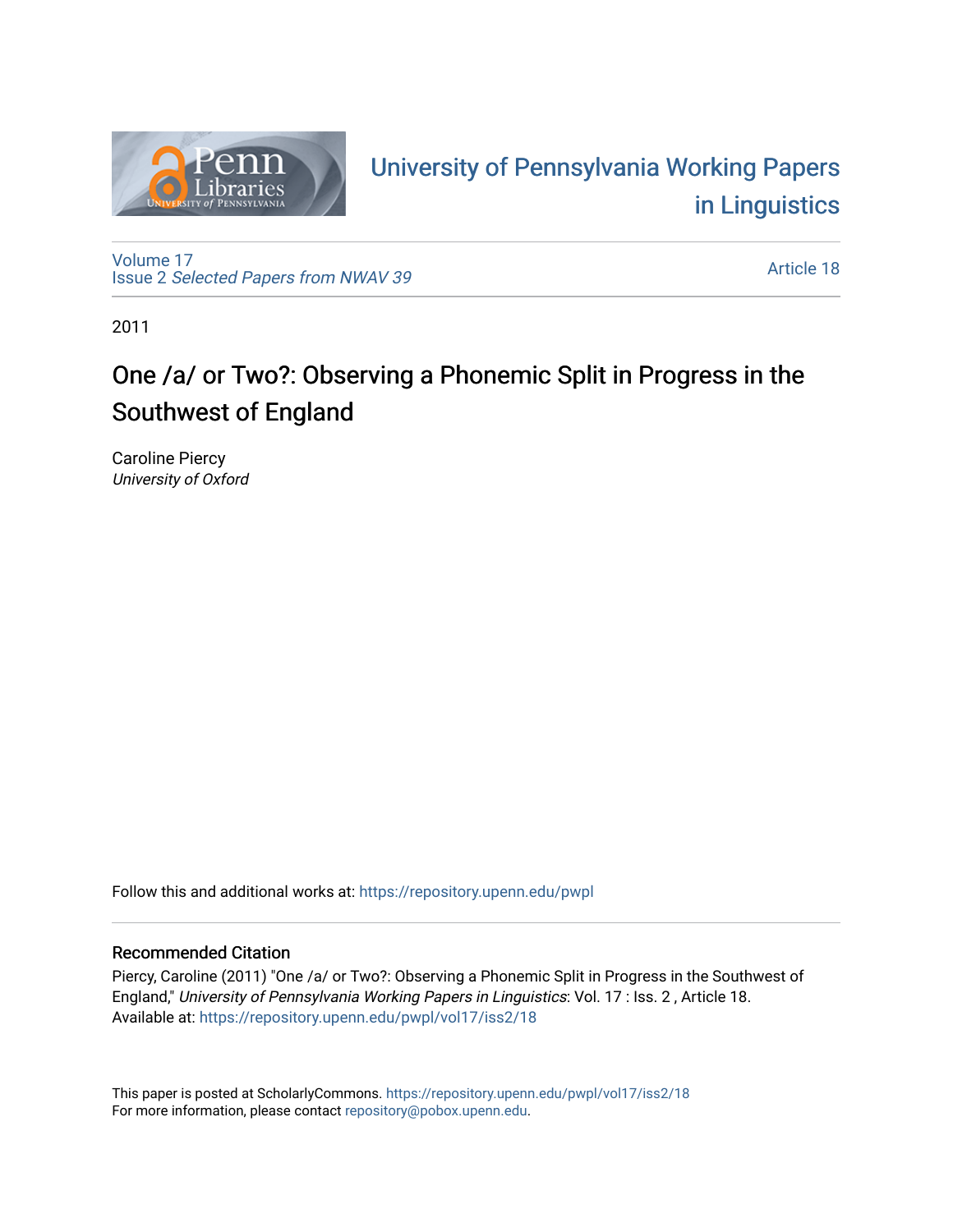University of Pennsylvania Working Papers in Linguistics

Volume 17
Issue 2 *Selected Papers from NWAV 39*

Article 18

2011

# One /a/ or Two?: Observing a Phonemic Split in Progress in the Southwest of England

Caroline Piercy
*University of Oxford*

Follow this and additional works at: https://repository.upenn.edu/pwpl

## Recommended Citation

Piercy, Caroline (2011) "One /a/ or Two?: Observing a Phonemic Split in Progress in the Southwest of England," *University of Pennsylvania Working Papers in Linguistics*: Vol. 17 : Iss. 2 , Article 18.
Available at: https://repository.upenn.edu/pwpl/vol17/iss2/18

This paper is posted at ScholarlyCommons. https://repository.upenn.edu/pwpl/vol17/iss2/18
For more information, please contact repository@pobox.upenn.edu.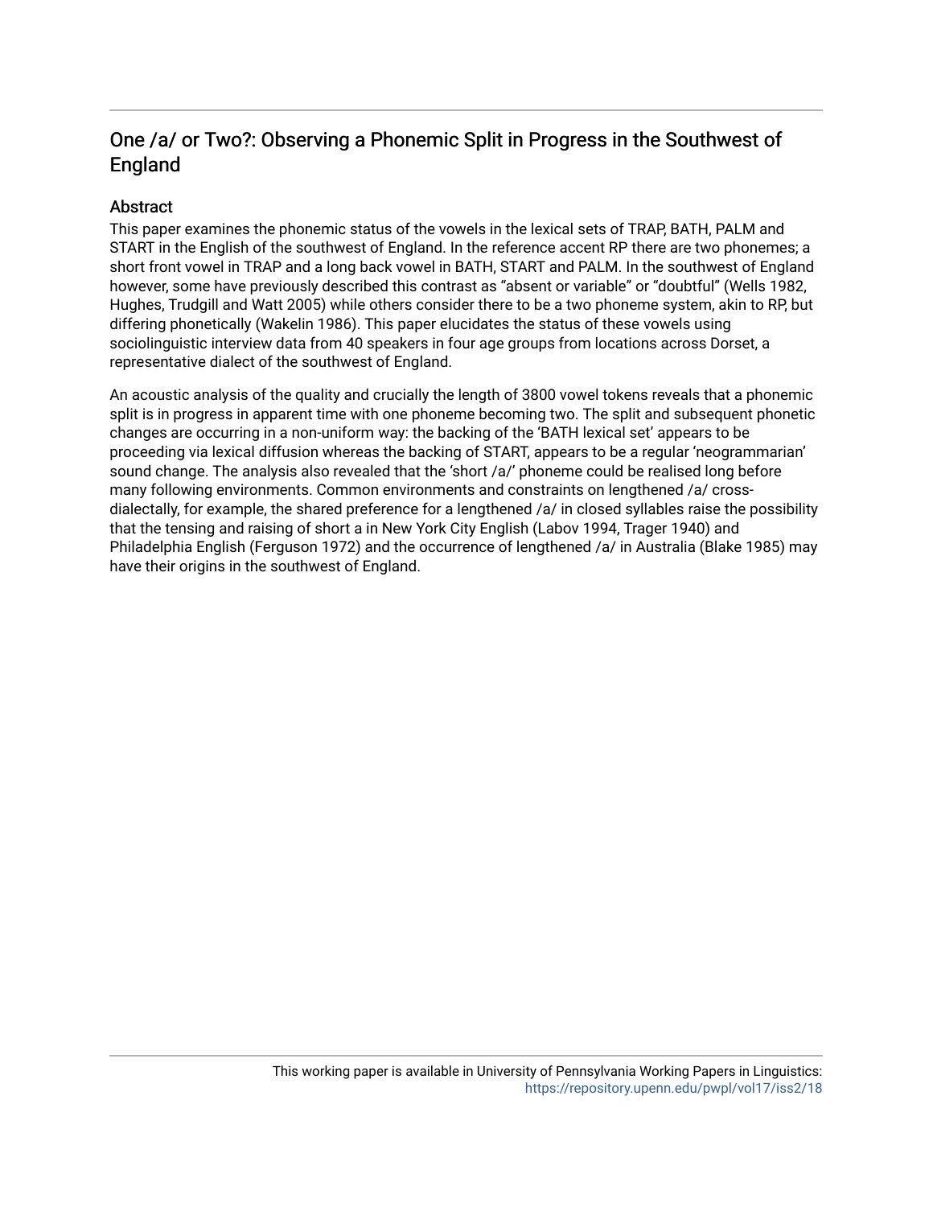## One /a/ or Two?: Observing a Phonemic Split in Progress in the Southwest of England

### Abstract

This paper examines the phonemic status of the vowels in the lexical sets of TRAP, BATH, PALM and START in the English of the southwest of England. In the reference accent RP there are two phonemes; a short front vowel in TRAP and a long back vowel in BATH, START and PALM. In the southwest of England however, some have previously described this contrast as "absent or variable" or "doubtful" (Wells 1982, Hughes, Trudgill and Watt 2005) while others consider there to be a two phoneme system, akin to RP, but differing phonetically (Wakelin 1986). This paper elucidates the status of these vowels using sociolinguistic interview data from 40 speakers in four age groups from locations across Dorset, a representative dialect of the southwest of England.

An acoustic analysis of the quality and crucially the length of 3800 vowel tokens reveals that a phonemic split is in progress in apparent time with one phoneme becoming two. The split and subsequent phonetic changes are occurring in a non-uniform way: the backing of the 'BATH lexical set' appears to be proceeding via lexical diffusion whereas the backing of START, appears to be a regular 'neogrammarian' sound change. The analysis also revealed that the 'short /a/' phoneme could be realised long before many following environments. Common environments and constraints on lengthened /a/ cross-dialectally, for example, the shared preference for a lengthened /a/ in closed syllables raise the possibility that the tensing and raising of short a in New York City English (Labov 1994, Trager 1940) and Philadelphia English (Ferguson 1972) and the occurrence of lengthened /a/ in Australia (Blake 1985) may have their origins in the southwest of England.

This working paper is available in University of Pennsylvania Working Papers in Linguistics: https://repository.upenn.edu/pwpl/vol17/iss2/18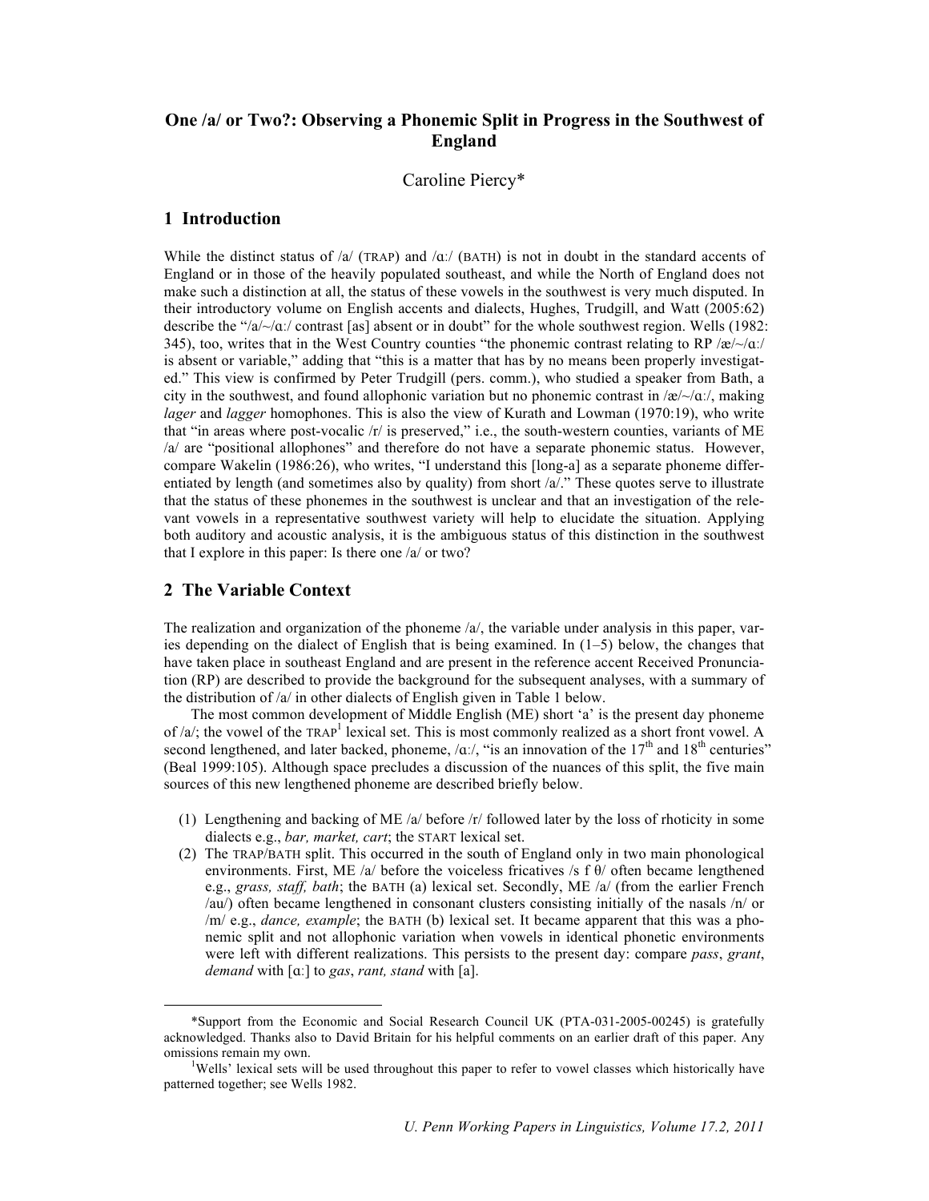# One /a/ or Two?: Observing a Phonemic Split in Progress in the Southwest of England

Caroline Piercy*

## 1 Introduction

While the distinct status of /a/ (TRAP) and /ɑː/ (BATH) is not in doubt in the standard accents of England or in those of the heavily populated southeast, and while the North of England does not make such a distinction at all, the status of these vowels in the southwest is very much disputed. In their introductory volume on English accents and dialects, Hughes, Trudgill, and Watt (2005:62) describe the "/a/~/ɑː/ contrast [as] absent or in doubt" for the whole southwest region. Wells (1982: 345), too, writes that in the West Country counties "the phonemic contrast relating to RP /æ/~/ɑː/ is absent or variable," adding that "this is a matter that has by no means been properly investigated." This view is confirmed by Peter Trudgill (pers. comm.), who studied a speaker from Bath, a city in the southwest, and found allophonic variation but no phonemic contrast in /æ/~/ɑː/, making *lager* and *lagger* homophones. This is also the view of Kurath and Lowman (1970:19), who write that "in areas where post-vocalic /r/ is preserved," i.e., the south-western counties, variants of ME /a/ are "positional allophones" and therefore do not have a separate phonemic status. However, compare Wakelin (1986:26), who writes, "I understand this [long-a] as a separate phoneme differentiated by length (and sometimes also by quality) from short /a/." These quotes serve to illustrate that the status of these phonemes in the southwest is unclear and that an investigation of the relevant vowels in a representative southwest variety will help to elucidate the situation. Applying both auditory and acoustic analysis, it is the ambiguous status of this distinction in the southwest that I explore in this paper: Is there one /a/ or two?

## 2 The Variable Context

The realization and organization of the phoneme /a/, the variable under analysis in this paper, varies depending on the dialect of English that is being examined. In (1–5) below, the changes that have taken place in southeast England and are present in the reference accent Received Pronunciation (RP) are described to provide the background for the subsequent analyses, with a summary of the distribution of /a/ in other dialects of English given in Table 1 below.

The most common development of Middle English (ME) short 'a' is the present day phoneme of /a/; the vowel of the TRAP[1] lexical set. This is most commonly realized as a short front vowel. A second lengthened, and later backed, phoneme, /ɑː/, "is an innovation of the 17th and 18th centuries" (Beal 1999:105). Although space precludes a discussion of the nuances of this split, the five main sources of this new lengthened phoneme are described briefly below.

(1) Lengthening and backing of ME /a/ before /r/ followed later by the loss of rhoticity in some dialects e.g., *bar, market, cart*; the START lexical set.

(2) The TRAP/BATH split. This occurred in the south of England only in two main phonological environments. First, ME /a/ before the voiceless fricatives /s f θ/ often became lengthened e.g., *grass, staff, bath*; the BATH (a) lexical set. Secondly, ME /a/ (from the earlier French /au/) often became lengthened in consonant clusters consisting initially of the nasals /n/ or /m/ e.g., *dance, example*; the BATH (b) lexical set. It became apparent that this was a phonemic split and not allophonic variation when vowels in identical phonetic environments were left with different realizations. This persists to the present day: compare *pass*, *grant*, *demand* with [ɑː] to *gas*, *rant, stand* with [a].

*Support from the Economic and Social Research Council UK (PTA-031-2005-00245) is gratefully acknowledged. Thanks also to David Britain for his helpful comments on an earlier draft of this paper. Any omissions remain my own.

[1]Wells' lexical sets will be used throughout this paper to refer to vowel classes which historically have patterned together; see Wells 1982.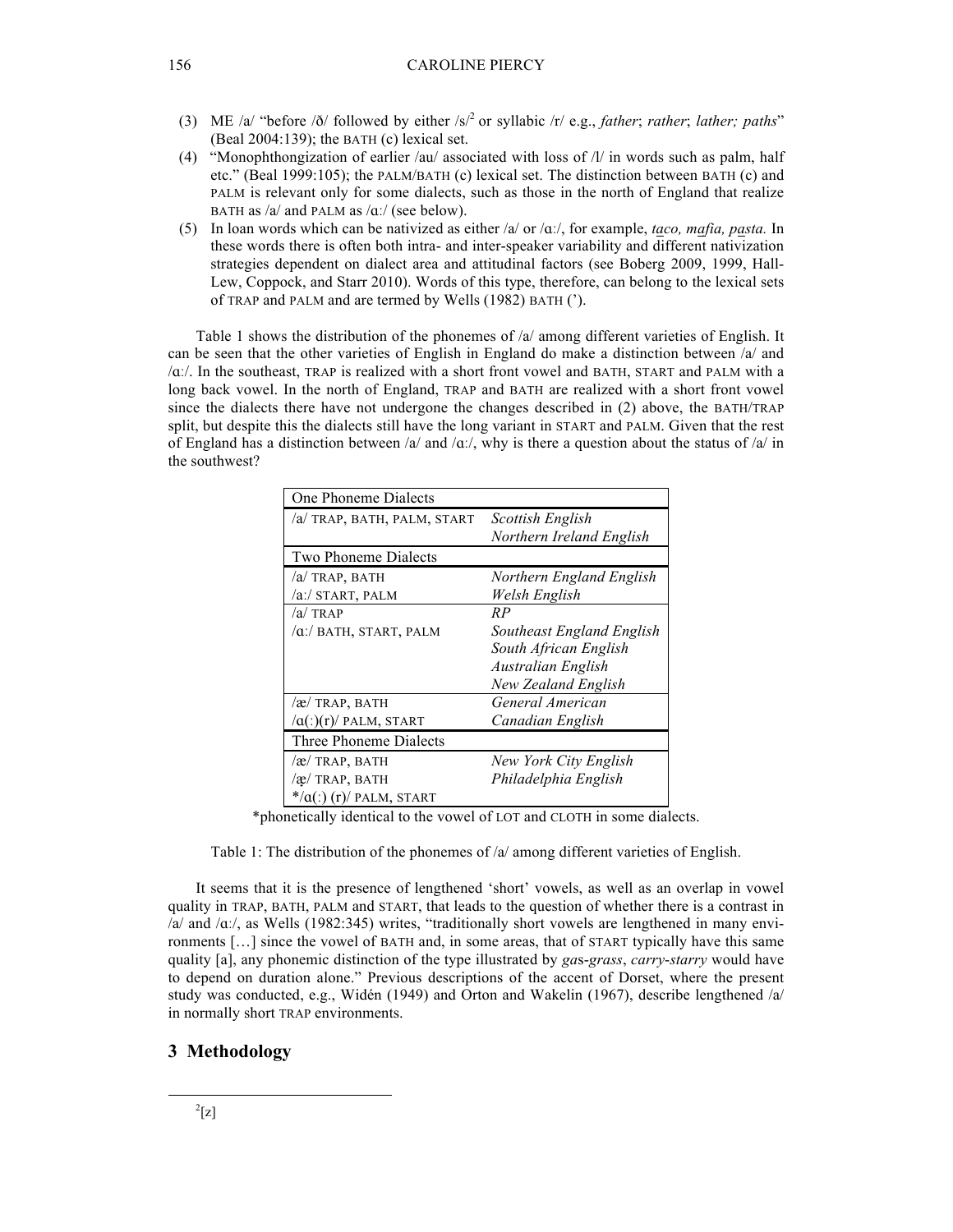(3) ME /a/ "before /ð/ followed by either /s/[2] or syllabic /r/ e.g., *father*; *rather*; *lather; paths*" (Beal 2004:139); the BATH (c) lexical set.

(4) "Monophthongization of earlier /au/ associated with loss of /l/ in words such as palm, half etc." (Beal 1999:105); the PALM/BATH (c) lexical set. The distinction between BATH (c) and PALM is relevant only for some dialects, such as those in the north of England that realize BATH as /a/ and PALM as /ɑː/ (see below).

(5) In loan words which can be nativized as either /a/ or /ɑː/, for example, *taco, mafia, pasta.* In these words there is often both intra- and inter-speaker variability and different nativization strategies dependent on dialect area and attitudinal factors (see Boberg 2009, 1999, Hall-Lew, Coppock, and Starr 2010). Words of this type, therefore, can belong to the lexical sets of TRAP and PALM and are termed by Wells (1982) BATH (').

Table 1 shows the distribution of the phonemes of /a/ among different varieties of English. It can be seen that the other varieties of English in England do make a distinction between /a/ and /ɑː/. In the southeast, TRAP is realized with a short front vowel and BATH, START and PALM with a long back vowel. In the north of England, TRAP and BATH are realized with a short front vowel since the dialects there have not undergone the changes described in (2) above, the BATH/TRAP split, but despite this the dialects still have the long variant in START and PALM. Given that the rest of England has a distinction between /a/ and /ɑː/, why is there a question about the status of /a/ in the southwest?

| One Phoneme Dialects | |
|---|---|
| /a/ TRAP, BATH, PALM, START | *Scottish English*<br>*Northern Ireland English* |
| **Two Phoneme Dialects** | |
| /a/ TRAP, BATH<br>/aː/ START, PALM | *Northern England English*<br>*Welsh English* |
| /a/ TRAP<br>/ɑː/ BATH, START, PALM | *RP*<br>*Southeast England English*<br>*South African English*<br>*Australian English*<br>*New Zealand English* |
| /æ/ TRAP, BATH<br>/ɑ(ː)(r)/ PALM, START | *General American*<br>*Canadian English* |
| **Three Phoneme Dialects** | |
| /æ/ TRAP, BATH<br>/æ̝/ TRAP, BATH<br>*/ɑ(ː) (r)/ PALM, START | *New York City English*<br>*Philadelphia English* |

*phonetically identical to the vowel of LOT and CLOTH in some dialects.

Table 1: The distribution of the phonemes of /a/ among different varieties of English.

It seems that it is the presence of lengthened 'short' vowels, as well as an overlap in vowel quality in TRAP, BATH, PALM and START, that leads to the question of whether there is a contrast in /a/ and /ɑː/, as Wells (1982:345) writes, "traditionally short vowels are lengthened in many environments […] since the vowel of BATH and, in some areas, that of START typically have this same quality [a], any phonemic distinction of the type illustrated by *gas*-*grass*, *carry*-*starry* would have to depend on duration alone." Previous descriptions of the accent of Dorset, where the present study was conducted, e.g., Widén (1949) and Orton and Wakelin (1967), describe lengthened /a/ in normally short TRAP environments.

## 3 Methodology

[2] [z]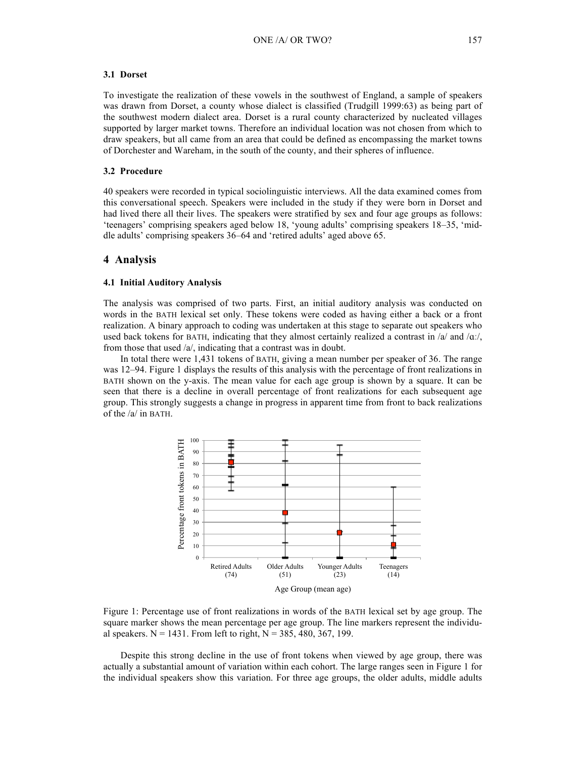### 3.1 Dorset

To investigate the realization of these vowels in the southwest of England, a sample of speakers was drawn from Dorset, a county whose dialect is classified (Trudgill 1999:63) as being part of the southwest modern dialect area. Dorset is a rural county characterized by nucleated villages supported by larger market towns. Therefore an individual location was not chosen from which to draw speakers, but all came from an area that could be defined as encompassing the market towns of Dorchester and Wareham, in the south of the county, and their spheres of influence.

### 3.2 Procedure

40 speakers were recorded in typical sociolinguistic interviews. All the data examined comes from this conversational speech. Speakers were included in the study if they were born in Dorset and had lived there all their lives. The speakers were stratified by sex and four age groups as follows: 'teenagers' comprising speakers aged below 18, 'young adults' comprising speakers 18–35, 'middle adults' comprising speakers 36–64 and 'retired adults' aged above 65.

## 4 Analysis

### 4.1 Initial Auditory Analysis

The analysis was comprised of two parts. First, an initial auditory analysis was conducted on words in the BATH lexical set only. These tokens were coded as having either a back or a front realization. A binary approach to coding was undertaken at this stage to separate out speakers who used back tokens for BATH, indicating that they almost certainly realized a contrast in /a/ and /ɑː/, from those that used /a/, indicating that a contrast was in doubt.

In total there were 1,431 tokens of BATH, giving a mean number per speaker of 36. The range was 12–94. Figure 1 displays the results of this analysis with the percentage of front realizations in BATH shown on the y-axis. The mean value for each age group is shown by a square. It can be seen that there is a decline in overall percentage of front realizations for each subsequent age group. This strongly suggests a change in progress in apparent time from front to back realizations of the /a/ in BATH.

Figure 1: Percentage use of front realizations in words of the BATH lexical set by age group. The square marker shows the mean percentage per age group. The line markers represent the individual speakers. N = 1431. From left to right, N = 385, 480, 367, 199.

Despite this strong decline in the use of front tokens when viewed by age group, there was actually a substantial amount of variation within each cohort. The large ranges seen in Figure 1 for the individual speakers show this variation. For three age groups, the older adults, middle adults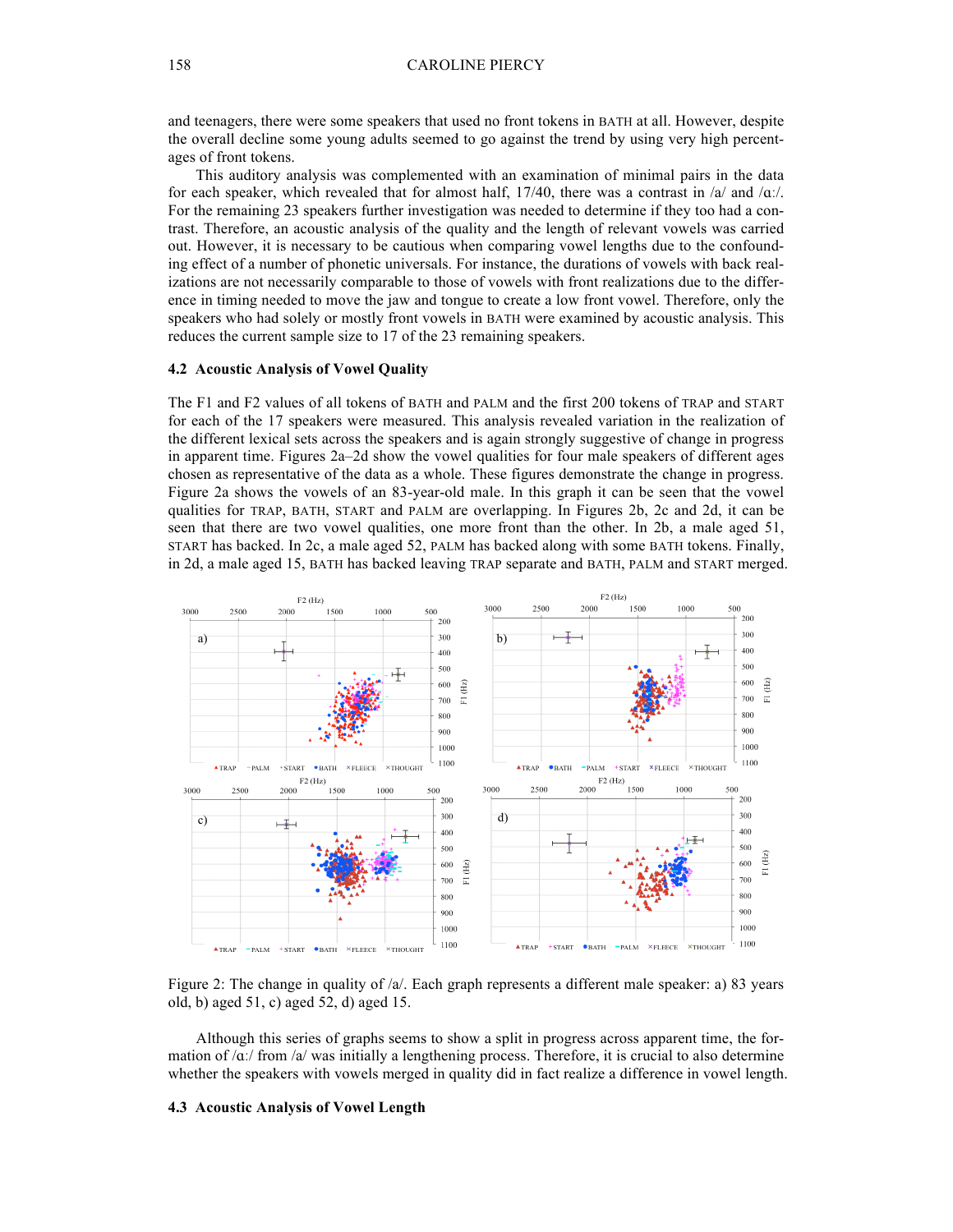and teenagers, there were some speakers that used no front tokens in BATH at all. However, despite the overall decline some young adults seemed to go against the trend by using very high percentages of front tokens.

This auditory analysis was complemented with an examination of minimal pairs in the data for each speaker, which revealed that for almost half, 17/40, there was a contrast in /a/ and /ɑː/. For the remaining 23 speakers further investigation was needed to determine if they too had a contrast. Therefore, an acoustic analysis of the quality and the length of relevant vowels was carried out. However, it is necessary to be cautious when comparing vowel lengths due to the confounding effect of a number of phonetic universals. For instance, the durations of vowels with back realizations are not necessarily comparable to those of vowels with front realizations due to the difference in timing needed to move the jaw and tongue to create a low front vowel. Therefore, only the speakers who had solely or mostly front vowels in BATH were examined by acoustic analysis. This reduces the current sample size to 17 of the 23 remaining speakers.

### 4.2 Acoustic Analysis of Vowel Quality

The F1 and F2 values of all tokens of BATH and PALM and the first 200 tokens of TRAP and START for each of the 17 speakers were measured. This analysis revealed variation in the realization of the different lexical sets across the speakers and is again strongly suggestive of change in progress in apparent time. Figures 2a–2d show the vowel qualities for four male speakers of different ages chosen as representative of the data as a whole. These figures demonstrate the change in progress. Figure 2a shows the vowels of an 83-year-old male. In this graph it can be seen that the vowel qualities for TRAP, BATH, START and PALM are overlapping. In Figures 2b, 2c and 2d, it can be seen that there are two vowel qualities, one more front than the other. In 2b, a male aged 51, START has backed. In 2c, a male aged 52, PALM has backed along with some BATH tokens. Finally, in 2d, a male aged 15, BATH has backed leaving TRAP separate and BATH, PALM and START merged.

Figure 2: The change in quality of /a/. Each graph represents a different male speaker: a) 83 years old, b) aged 51, c) aged 52, d) aged 15.

Although this series of graphs seems to show a split in progress across apparent time, the formation of /ɑː/ from /a/ was initially a lengthening process. Therefore, it is crucial to also determine whether the speakers with vowels merged in quality did in fact realize a difference in vowel length.

### 4.3 Acoustic Analysis of Vowel Length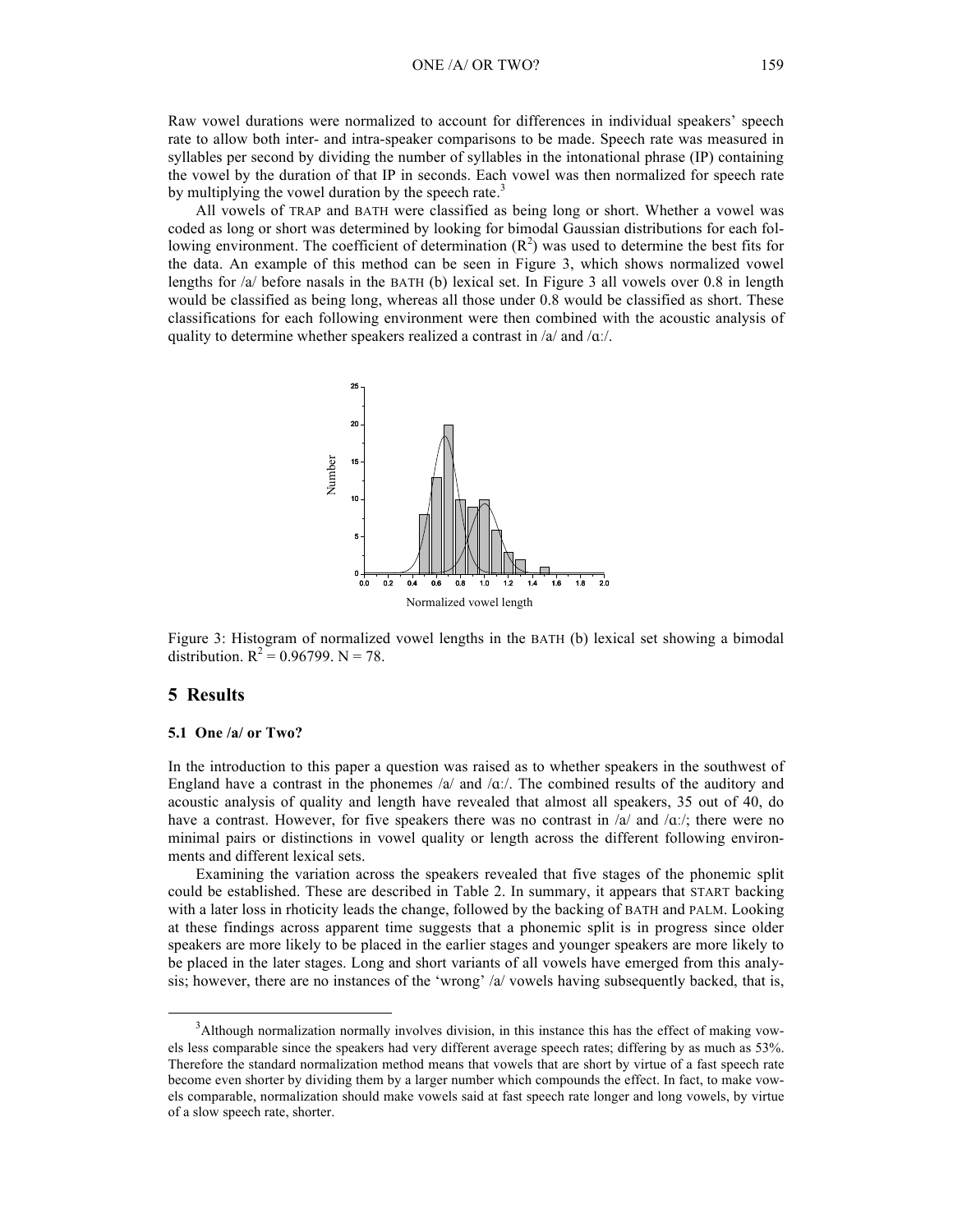Raw vowel durations were normalized to account for differences in individual speakers' speech rate to allow both inter- and intra-speaker comparisons to be made. Speech rate was measured in syllables per second by dividing the number of syllables in the intonational phrase (IP) containing the vowel by the duration of that IP in seconds. Each vowel was then normalized for speech rate by multiplying the vowel duration by the speech rate.[3]

All vowels of TRAP and BATH were classified as being long or short. Whether a vowel was coded as long or short was determined by looking for bimodal Gaussian distributions for each following environment. The coefficient of determination ($R^2$) was used to determine the best fits for the data. An example of this method can be seen in Figure 3, which shows normalized vowel lengths for /a/ before nasals in the BATH (b) lexical set. In Figure 3 all vowels over 0.8 in length would be classified as being long, whereas all those under 0.8 would be classified as short. These classifications for each following environment were then combined with the acoustic analysis of quality to determine whether speakers realized a contrast in /a/ and /ɑː/.

Figure 3: Histogram of normalized vowel lengths in the BATH (b) lexical set showing a bimodal distribution. $R^2 = 0.96799$. N = 78.

## 5 Results

### 5.1 One /a/ or Two?

In the introduction to this paper a question was raised as to whether speakers in the southwest of England have a contrast in the phonemes /a/ and /ɑː/. The combined results of the auditory and acoustic analysis of quality and length have revealed that almost all speakers, 35 out of 40, do have a contrast. However, for five speakers there was no contrast in /a/ and /ɑː/; there were no minimal pairs or distinctions in vowel quality or length across the different following environments and different lexical sets.

Examining the variation across the speakers revealed that five stages of the phonemic split could be established. These are described in Table 2. In summary, it appears that START backing with a later loss in rhoticity leads the change, followed by the backing of BATH and PALM. Looking at these findings across apparent time suggests that a phonemic split is in progress since older speakers are more likely to be placed in the earlier stages and younger speakers are more likely to be placed in the later stages. Long and short variants of all vowels have emerged from this analysis; however, there are no instances of the 'wrong' /a/ vowels having subsequently backed, that is,

[3]Although normalization normally involves division, in this instance this has the effect of making vowels less comparable since the speakers had very different average speech rates; differing by as much as 53%. Therefore the standard normalization method means that vowels that are short by virtue of a fast speech rate become even shorter by dividing them by a larger number which compounds the effect. In fact, to make vowels comparable, normalization should make vowels said at fast speech rate longer and long vowels, by virtue of a slow speech rate, shorter.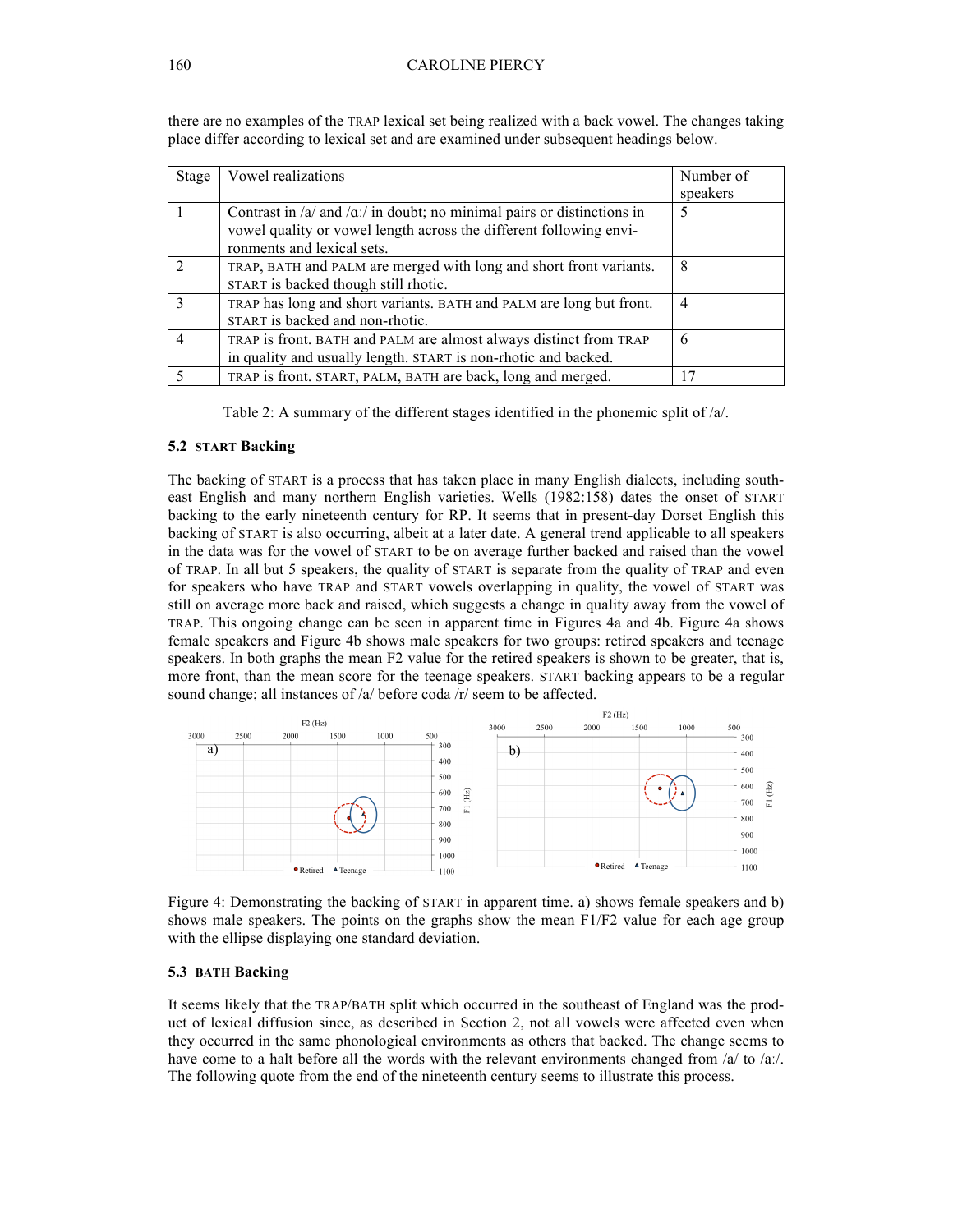there are no examples of the TRAP lexical set being realized with a back vowel. The changes taking place differ according to lexical set and are examined under subsequent headings below.

| Stage | Vowel realizations | Number of speakers |
|---|---|---|
| 1 | Contrast in /a/ and /ɑː/ in doubt; no minimal pairs or distinctions in vowel quality or vowel length across the different following environments and lexical sets. | 5 |
| 2 | TRAP, BATH and PALM are merged with long and short front variants. START is backed though still rhotic. | 8 |
| 3 | TRAP has long and short variants. BATH and PALM are long but front. START is backed and non-rhotic. | 4 |
| 4 | TRAP is front. BATH and PALM are almost always distinct from TRAP in quality and usually length. START is non-rhotic and backed. | 6 |
| 5 | TRAP is front. START, PALM, BATH are back, long and merged. | 17 |

Table 2: A summary of the different stages identified in the phonemic split of /a/.

### 5.2 START Backing

The backing of START is a process that has taken place in many English dialects, including south-east English and many northern English varieties. Wells (1982:158) dates the onset of START backing to the early nineteenth century for RP. It seems that in present-day Dorset English this backing of START is also occurring, albeit at a later date. A general trend applicable to all speakers in the data was for the vowel of START to be on average further backed and raised than the vowel of TRAP. In all but 5 speakers, the quality of START is separate from the quality of TRAP and even for speakers who have TRAP and START vowels overlapping in quality, the vowel of START was still on average more back and raised, which suggests a change in quality away from the vowel of TRAP. This ongoing change can be seen in apparent time in Figures 4a and 4b. Figure 4a shows female speakers and Figure 4b shows male speakers for two groups: retired speakers and teenage speakers. In both graphs the mean F2 value for the retired speakers is shown to be greater, that is, more front, than the mean score for the teenage speakers. START backing appears to be a regular sound change; all instances of /a/ before coda /r/ seem to be affected.

Figure 4: Demonstrating the backing of START in apparent time. a) shows female speakers and b) shows male speakers. The points on the graphs show the mean F1/F2 value for each age group with the ellipse displaying one standard deviation.

### 5.3 BATH Backing

It seems likely that the TRAP/BATH split which occurred in the southeast of England was the product of lexical diffusion since, as described in Section 2, not all vowels were affected even when they occurred in the same phonological environments as others that backed. The change seems to have come to a halt before all the words with the relevant environments changed from /a/ to /aː/. The following quote from the end of the nineteenth century seems to illustrate this process.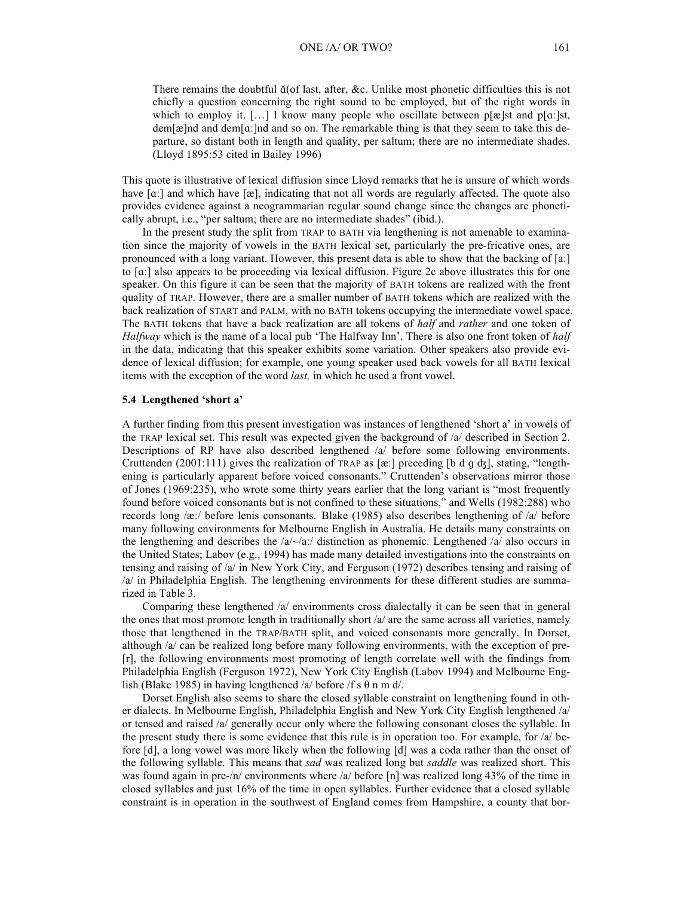> There remains the doubtful ă(of last, after, &c. Unlike most phonetic difficulties this is not chiefly a question concerning the right sound to be employed, but of the right words in which to employ it. […] I know many people who oscillate between p[æ]st and p[ɑː]st, dem[æ]nd and dem[ɑː]nd and so on. The remarkable thing is that they seem to take this departure, so distant both in length and quality, per saltum; there are no intermediate shades. (Lloyd 1895:53 cited in Bailey 1996)

This quote is illustrative of lexical diffusion since Lloyd remarks that he is unsure of which words have [ɑː] and which have [æ], indicating that not all words are regularly affected. The quote also provides evidence against a neogrammarian regular sound change since the changes are phonetically abrupt, i.e., "per saltum; there are no intermediate shades" (ibid.).

In the present study the split from TRAP to BATH via lengthening is not amenable to examination since the majority of vowels in the BATH lexical set, particularly the pre-fricative ones, are pronounced with a long variant. However, this present data is able to show that the backing of [aː] to [ɑː] also appears to be proceeding via lexical diffusion. Figure 2c above illustrates this for one speaker. On this figure it can be seen that the majority of BATH tokens are realized with the front quality of TRAP. However, there are a smaller number of BATH tokens which are realized with the back realization of START and PALM, with no BATH tokens occupying the intermediate vowel space. The BATH tokens that have a back realization are all tokens of *half* and *rather* and one token of *Halfway* which is the name of a local pub 'The Halfway Inn'. There is also one front token of *half* in the data, indicating that this speaker exhibits some variation. Other speakers also provide evidence of lexical diffusion; for example, one young speaker used back vowels for all BATH lexical items with the exception of the word *last,* in which he used a front vowel.

### 5.4 Lengthened 'short a'

A further finding from this present investigation was instances of lengthened 'short a' in vowels of the TRAP lexical set. This result was expected given the background of /a/ described in Section 2. Descriptions of RP have also described lengthened /a/ before some following environments. Cruttenden (2001:111) gives the realization of TRAP as [æː] preceding [b d ɡ ʤ], stating, "lengthening is particularly apparent before voiced consonants." Cruttenden's observations mirror those of Jones (1969:235), who wrote some thirty years earlier that the long variant is "most frequently found before voiced consonants but is not confined to these situations," and Wells (1982:288) who records long /æː/ before lenis consonants. Blake (1985) also describes lengthening of /a/ before many following environments for Melbourne English in Australia. He details many constraints on the lengthening and describes the /a/~/aː/ distinction as phonemic. Lengthened /a/ also occurs in the United States; Labov (e.g., 1994) has made many detailed investigations into the constraints on tensing and raising of /a/ in New York City, and Ferguson (1972) describes tensing and raising of /a/ in Philadelphia English. The lengthening environments for these different studies are summarized in Table 3.

Comparing these lengthened /a/ environments cross dialectally it can be seen that in general the ones that most promote length in traditionally short /a/ are the same across all varieties, namely those that lengthened in the TRAP/BATH split, and voiced consonants more generally. In Dorset, although /a/ can be realized long before many following environments, with the exception of pre-[r], the following environments most promoting of length correlate well with the findings from Philadelphia English (Ferguson 1972), New York City English (Labov 1994) and Melbourne English (Blake 1985) in having lengthened /a/ before /f s θ n m d/.

Dorset English also seems to share the closed syllable constraint on lengthening found in other dialects. In Melbourne English, Philadelphia English and New York City English lengthened /a/ or tensed and raised /a/ generally occur only where the following consonant closes the syllable. In the present study there is some evidence that this rule is in operation too. For example, for /a/ before [d], a long vowel was more likely when the following [d] was a coda rather than the onset of the following syllable. This means that *sad* was realized long but *saddle* was realized short. This was found again in pre-/n/ environments where /a/ before [n] was realized long 43% of the time in closed syllables and just 16% of the time in open syllables. Further evidence that a closed syllable constraint is in operation in the southwest of England comes from Hampshire, a county that bor-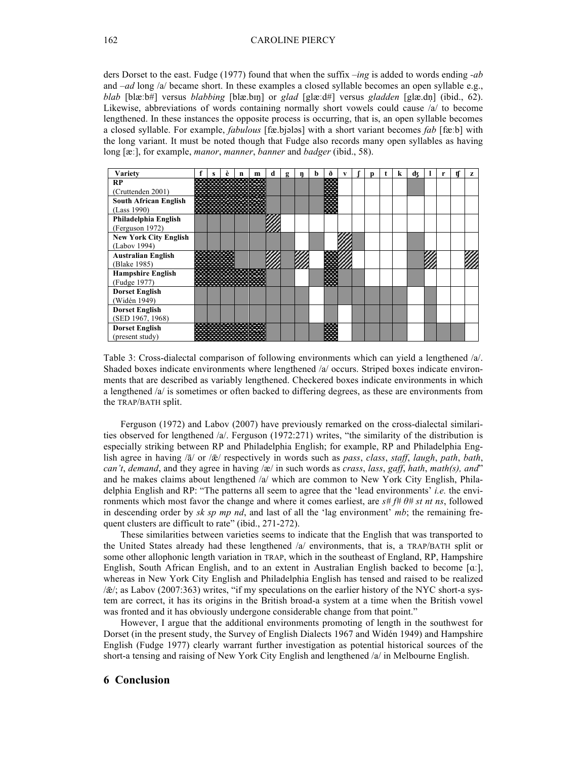ders Dorset to the east. Fudge (1977) found that when the suffix *–ing* is added to words ending *-ab* and *–ad* long /a/ became short. In these examples a closed syllable becomes an open syllable e.g., *blab* [blæːb#] versus *blabbing* [blæ.bɪŋ] or *glad* [glæːd#] versus *gladden* [glæ.dn̩] (ibid., 62). Likewise, abbreviations of words containing normally short vowels could cause /a/ to become lengthened. In these instances the opposite process is occurring, that is, an open syllable becomes a closed syllable. For example, *fabulous* [fæ.bjələs] with a short variant becomes *fab* [fæːb] with the long variant. It must be noted though that Fudge also records many open syllables as having long [æː], for example, *manor*, *manner*, *banner* and *badger* (ibid., 58).

| Variety | f | s | è | n | m | d | g | ŋ | b | ð | v | ʃ | p | t | k | dʒ | l | r | tʃ | z |
|---|---|---|---|---|---|---|---|---|---|---|---|---|---|---|---|---|---|---|---|---|
| **RP** (Cruttenden 2001) | checkered | checkered | checkered | checkered | checkered | shaded | shaded | shaded | shaded | checkered | | | | | | shaded | | | | |
| **South African English** (Lass 1990) | checkered | checkered | checkered | checkered | checkered | shaded | shaded | shaded | shaded | checkered | | | | | | | | | | |
| **Philadelphia English** (Ferguson 1972) | shaded | shaded | shaded | shaded | shaded | striped | | | | | | | | | | | | | | |
| **New York City English** (Labov 1994) | shaded | shaded | shaded | shaded | shaded | shaded | shaded | | shaded | | striped | shaded | | | | shaded | | | | |
| **Australian English** (Blake 1985) | checkered | checkered | checkered | shaded | shaded | striped | shaded | striped | | checkered | striped | | | | | shaded | striped | | | striped |
| **Hampshire English** (Fudge 1977) | checkered | checkered | checkered | checkered | checkered | shaded | shaded | | shaded | checkered | shaded | shaded | | | | shaded | | | | |
| **Dorset English** (Widén 1949) | shaded | shaded | shaded | shaded | shaded | shaded | shaded | shaded | | shaded | shaded | shaded | shaded | shaded | shaded | | shaded | | | |
| **Dorset English** (SED 1967, 1968) | shaded | shaded | shaded | shaded | shaded | shaded | shaded | shaded | | shaded | | shaded | shaded | shaded | shaded | | shaded | | | |
| **Dorset English** (present study) | checkered | checkered | checkered | checkered | checkered | shaded | shaded | shaded | shaded | checkered | | shaded | shaded | shaded | shaded | | shaded | shaded | shaded | |

Table 3: Cross-dialectal comparison of following environments which can yield a lengthened /a/. Shaded boxes indicate environments where lengthened /a/ occurs. Striped boxes indicate environments that are described as variably lengthened. Checkered boxes indicate environments in which a lengthened /a/ is sometimes or often backed to differing degrees, as these are environments from the TRAP/BATH split.

Ferguson (1972) and Labov (2007) have previously remarked on the cross-dialectal similarities observed for lengthened /a/. Ferguson (1972:271) writes, "the similarity of the distribution is especially striking between RP and Philadelphia English; for example, RP and Philadelphia English agree in having /ã/ or /æ̃/ respectively in words such as *pass*, *class*, *staff*, *laugh*, *path*, *bath*, *can't*, *demand*, and they agree in having /æ/ in such words as *crass*, *lass*, *gaff*, *hath*, *math(s), and*" and he makes claims about lengthened /a/ which are common to New York City English, Philadelphia English and RP: "The patterns all seem to agree that the 'lead environments' *i.e.* the environments which most favor the change and where it comes earliest, are *s# f# θ# st nt ns*, followed in descending order by *sk sp mp nd*, and last of all the 'lag environment' *mb*; the remaining frequent clusters are difficult to rate" (ibid., 271-272).

These similarities between varieties seems to indicate that the English that was transported to the United States already had these lengthened /a/ environments, that is, a TRAP/BATH split or some other allophonic length variation in TRAP, which in the southeast of England, RP, Hampshire English, South African English, and to an extent in Australian English backed to become [ɑː], whereas in New York City English and Philadelphia English has tensed and raised to be realized /æ̃/; as Labov (2007:363) writes, "if my speculations on the earlier history of the NYC short-a system are correct, it has its origins in the British broad-a system at a time when the British vowel was fronted and it has obviously undergone considerable change from that point."

However, I argue that the additional environments promoting of length in the southwest for Dorset (in the present study, the Survey of English Dialects 1967 and Widén 1949) and Hampshire English (Fudge 1977) clearly warrant further investigation as potential historical sources of the short-a tensing and raising of New York City English and lengthened /a/ in Melbourne English.

## 6 Conclusion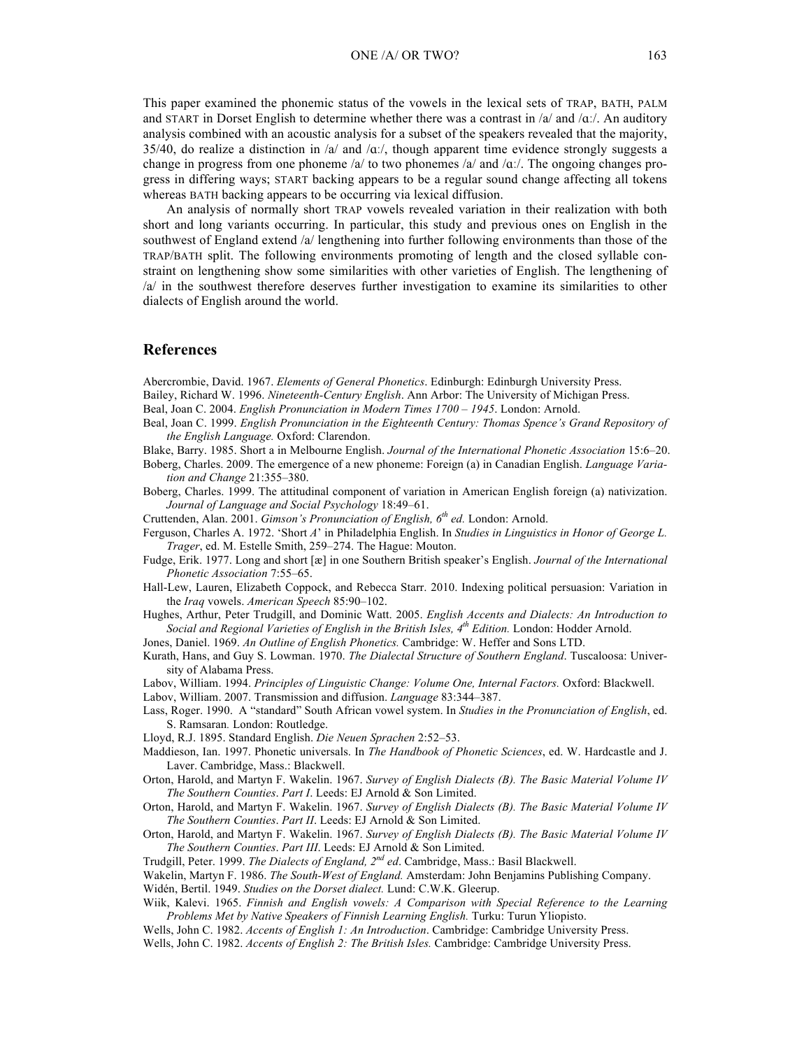This paper examined the phonemic status of the vowels in the lexical sets of TRAP, BATH, PALM and START in Dorset English to determine whether there was a contrast in /a/ and /ɑː/. An auditory analysis combined with an acoustic analysis for a subset of the speakers revealed that the majority, 35/40, do realize a distinction in /a/ and /ɑː/, though apparent time evidence strongly suggests a change in progress from one phoneme /a/ to two phonemes /a/ and /ɑː/. The ongoing changes progress in differing ways; START backing appears to be a regular sound change affecting all tokens whereas BATH backing appears to be occurring via lexical diffusion.

An analysis of normally short TRAP vowels revealed variation in their realization with both short and long variants occurring. In particular, this study and previous ones on English in the southwest of England extend /a/ lengthening into further following environments than those of the TRAP/BATH split. The following environments promoting of length and the closed syllable constraint on lengthening show some similarities with other varieties of English. The lengthening of /a/ in the southwest therefore deserves further investigation to examine its similarities to other dialects of English around the world.

## References

Abercrombie, David. 1967. *Elements of General Phonetics*. Edinburgh: Edinburgh University Press.

Bailey, Richard W. 1996. *Nineteenth-Century English*. Ann Arbor: The University of Michigan Press.

Beal, Joan C. 2004. *English Pronunciation in Modern Times 1700 – 1945*. London: Arnold.

Beal, Joan C. 1999. *English Pronunciation in the Eighteenth Century: Thomas Spence's Grand Repository of the English Language.* Oxford: Clarendon.

Blake, Barry. 1985. Short a in Melbourne English. *Journal of the International Phonetic Association* 15:6–20.

Boberg, Charles. 2009. The emergence of a new phoneme: Foreign (a) in Canadian English. *Language Variation and Change* 21:355–380.

Boberg, Charles. 1999. The attitudinal component of variation in American English foreign (a) nativization. *Journal of Language and Social Psychology* 18:49–61.

Cruttenden, Alan. 2001. *Gimson's Pronunciation of English, 6th ed.* London: Arnold.

Ferguson, Charles A. 1972. 'Short *A*' in Philadelphia English. In *Studies in Linguistics in Honor of George L. Trager*, ed. M. Estelle Smith, 259–274. The Hague: Mouton.

Fudge, Erik. 1977. Long and short [æ] in one Southern British speaker's English. *Journal of the International Phonetic Association* 7:55–65.

Hall-Lew, Lauren, Elizabeth Coppock, and Rebecca Starr. 2010. Indexing political persuasion: Variation in the *Iraq* vowels. *American Speech* 85:90–102.

Hughes, Arthur, Peter Trudgill, and Dominic Watt. 2005. *English Accents and Dialects: An Introduction to Social and Regional Varieties of English in the British Isles, 4th Edition.* London: Hodder Arnold.

Jones, Daniel. 1969. *An Outline of English Phonetics.* Cambridge: W. Heffer and Sons LTD.

Kurath, Hans, and Guy S. Lowman. 1970. *The Dialectal Structure of Southern England*. Tuscaloosa: University of Alabama Press.

Labov, William. 1994. *Principles of Linguistic Change: Volume One, Internal Factors.* Oxford: Blackwell.

Labov, William. 2007. Transmission and diffusion. *Language* 83:344–387.

Lass, Roger. 1990. A "standard" South African vowel system. In *Studies in the Pronunciation of English*, ed. S. Ramsaran*.* London: Routledge.

Lloyd, R.J. 1895. Standard English. *Die Neuen Sprachen* 2:52–53.

Maddieson, Ian. 1997. Phonetic universals. In *The Handbook of Phonetic Sciences*, ed. W. Hardcastle and J. Laver. Cambridge, Mass.: Blackwell.

Orton, Harold, and Martyn F. Wakelin. 1967. *Survey of English Dialects (B). The Basic Material Volume IV The Southern Counties*. *Part I*. Leeds: EJ Arnold & Son Limited.

Orton, Harold, and Martyn F. Wakelin. 1967. *Survey of English Dialects (B). The Basic Material Volume IV The Southern Counties*. *Part II*. Leeds: EJ Arnold & Son Limited.

Orton, Harold, and Martyn F. Wakelin. 1967. *Survey of English Dialects (B). The Basic Material Volume IV The Southern Counties*. *Part III*. Leeds: EJ Arnold & Son Limited.

Trudgill, Peter. 1999. *The Dialects of England, 2nd ed*. Cambridge, Mass.: Basil Blackwell.

Wakelin, Martyn F. 1986. *The South-West of England.* Amsterdam: John Benjamins Publishing Company.

Widén, Bertil. 1949. *Studies on the Dorset dialect.* Lund: C.W.K. Gleerup.

Wiik, Kalevi. 1965. *Finnish and English vowels: A Comparison with Special Reference to the Learning Problems Met by Native Speakers of Finnish Learning English.* Turku: Turun Yliopisto.

Wells, John C. 1982. *Accents of English 1: An Introduction*. Cambridge: Cambridge University Press.

Wells, John C. 1982. *Accents of English 2: The British Isles.* Cambridge: Cambridge University Press.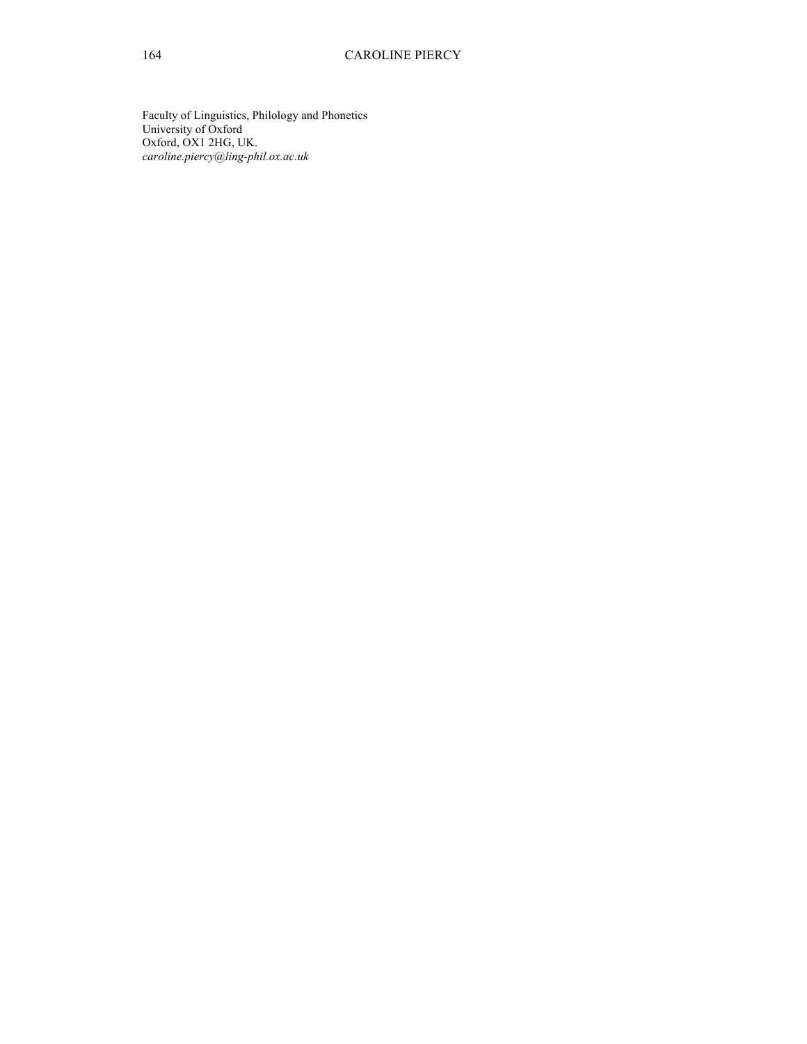Faculty of Linguistics, Philology and Phonetics
University of Oxford
Oxford, OX1 2HG, UK.
*caroline.piercy@ling-phil.ox.ac.uk*